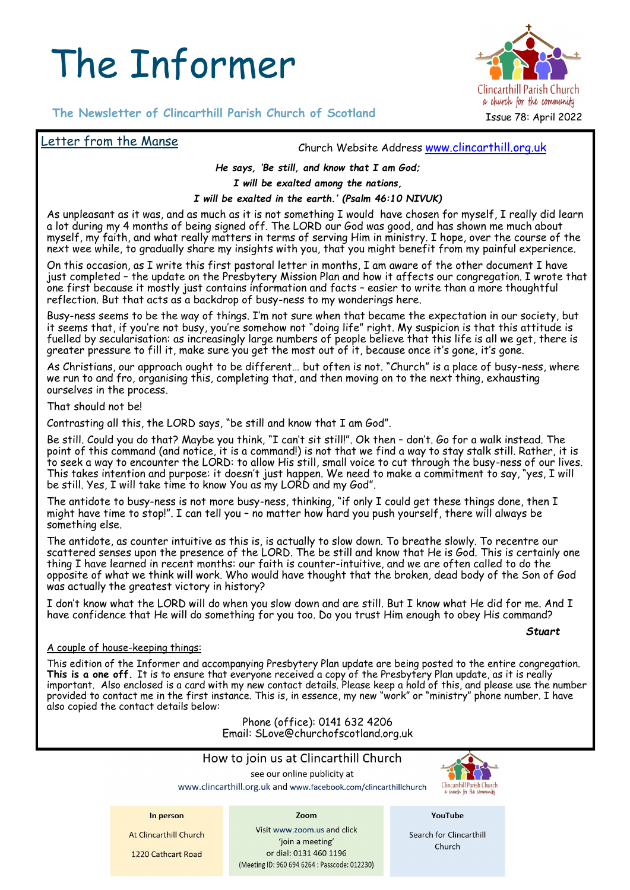# The Informer

**The Newsletter of Clincarthill Parish Church of Scotland**

Clincarthill Parish Church
*a church for the community*

Issue 78: April 2022

## Letter from the Manse

Church Website Address www.clincarthill.org.uk

***He says, 'Be still, and know that I am God;***
***I will be exalted among the nations,***
***I will be exalted in the earth.' (Psalm 46:10 NIVUK)***

As unpleasant as it was, and as much as it is not something I would have chosen for myself, I really did learn a lot during my 4 months of being signed off. The LORD our God was good, and has shown me much about myself, my faith, and what really matters in terms of serving Him in ministry. I hope, over the course of the next wee while, to gradually share my insights with you, that you might benefit from my painful experience.

On this occasion, as I write this first pastoral letter in months, I am aware of the other document I have just completed – the update on the Presbytery Mission Plan and how it affects our congregation. I wrote that one first because it mostly just contains information and facts – easier to write than a more thoughtful reflection. But that acts as a backdrop of busy-ness to my wonderings here.

Busy-ness seems to be the way of things. I'm not sure when that became the expectation in our society, but it seems that, if you're not busy, you're somehow not "doing life" right. My suspicion is that this attitude is fuelled by secularisation: as increasingly large numbers of people believe that this life is all we get, there is greater pressure to fill it, make sure you get the most out of it, because once it's gone, it's gone.

As Christians, our approach ought to be different… but often is not. "Church" is a place of busy-ness, where we run to and fro, organising this, completing that, and then moving on to the next thing, exhausting ourselves in the process.

That should not be!

Contrasting all this, the LORD says, "be still and know that I am God".

Be still. Could you do that? Maybe you think, "I can't sit still!". Ok then – don't. Go for a walk instead. The point of this command (and notice, it is a command!) is not that we find a way to stay stalk still. Rather, it is to seek a way to encounter the LORD: to allow His still, small voice to cut through the busy-ness of our lives. This takes intention and purpose: it doesn't just happen. We need to make a commitment to say, "yes, I will be still. Yes, I will take time to know You as my LORD and my God".

The antidote to busy-ness is not more busy-ness, thinking, "if only I could get these things done, then I might have time to stop!". I can tell you – no matter how hard you push yourself, there will always be something else.

The antidote, as counter intuitive as this is, is actually to slow down. To breathe slowly. To recentre our scattered senses upon the presence of the LORD. The be still and know that He is God. This is certainly one thing I have learned in recent months: our faith is counter-intuitive, and we are often called to do the opposite of what we think will work. Who would have thought that the broken, dead body of the Son of God was actually the greatest victory in history?

I don't know what the LORD will do when you slow down and are still. But I know what He did for me. And I have confidence that He will do something for you too. Do you trust Him enough to obey His command?

***Stuart***

A couple of house-keeping things:

This edition of the Informer and accompanying Presbytery Plan update are being posted to the entire congregation. **This is a one off.** It is to ensure that everyone received a copy of the Presbytery Plan update, as it is really important. Also enclosed is a card with my new contact details. Please keep a hold of this, and please use the number provided to contact me in the first instance. This is, in essence, my new "work" or "ministry" phone number. I have also copied the contact details below:

Phone (office): 0141 632 4206
Email: SLove@churchofscotland.org.uk

### How to join us at Clincarthill Church

see our online publicity at
www.clincarthill.org.uk and www.facebook.com/clincarthillchurch

| In person | Zoom | YouTube |
|---|---|---|
| At Clincarthill Church<br>1220 Cathcart Road | Visit www.zoom.us and click 'join a meeting'<br>or dial: 0131 460 1196<br>(Meeting ID: 960 694 6264 : Passcode: 012230) | Search for Clincarthill Church |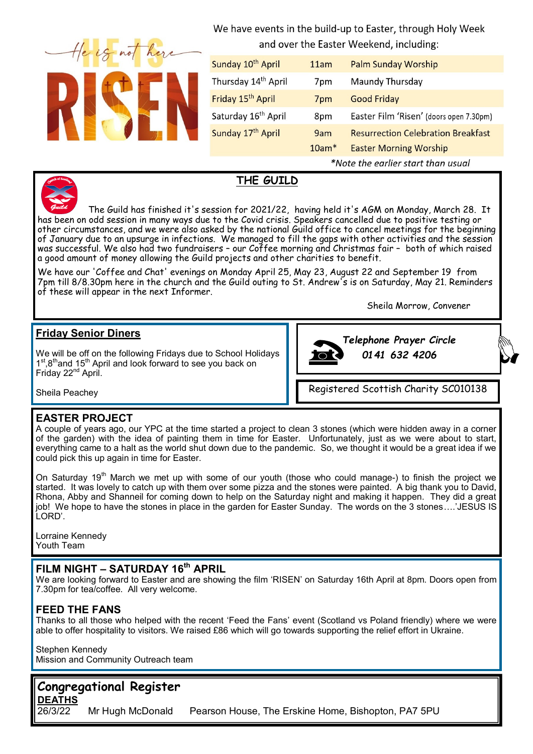He is not here RISEN

We have events in the build-up to Easter, through Holy Week and over the Easter Weekend, including:

| | | |
|---|---|---|
| Sunday 10th April | 11am | Palm Sunday Worship |
| Thursday 14th April | 7pm | Maundy Thursday |
| Friday 15th April | 7pm | Good Friday |
| Saturday 16th April | 8pm | Easter Film 'Risen' (doors open 7.30pm) |
| Sunday 17th April | 9am | Resurrection Celebration Breakfast |
| | 10am* | Easter Morning Worship |

*Note the earlier start than usual*

## THE GUILD

The Guild has finished it's session for 2021/22, having held it's AGM on Monday, March 28. It has been on odd session in many ways due to the Covid crisis. Speakers cancelled due to positive testing or other circumstances, and we were also asked by the national Guild office to cancel meetings for the beginning of January due to an upsurge in infections. We managed to fill the gaps with other activities and the session was successful. We also had two fundraisers – our Coffee morning and Christmas fair – both of which raised a good amount of money allowing the Guild projects and other charities to benefit.

We have our 'Coffee and Chat' evenings on Monday April 25, May 23, August 22 and September 19 from 7pm till 8/8.30pm here in the church and the Guild outing to St. Andrew's is on Saturday, May 21. Reminders of these will appear in the next Informer.

Sheila Morrow, Convener

## Friday Senior Diners

We will be off on the following Fridays due to School Holidays 1st,8thand 15th April and look forward to see you back on Friday 22nd April.

Sheila Peachey

***Telephone Prayer Circle***
***0141 632 4206***

Registered Scottish Charity SC010138

## EASTER PROJECT

A couple of years ago, our YPC at the time started a project to clean 3 stones (which were hidden away in a corner of the garden) with the idea of painting them in time for Easter. Unfortunately, just as we were about to start, everything came to a halt as the world shut down due to the pandemic. So, we thought it would be a great idea if we could pick this up again in time for Easter.

On Saturday 19th March we met up with some of our youth (those who could manage-) to finish the project we started. It was lovely to catch up with them over some pizza and the stones were painted. A big thank you to David, Rhona, Abby and Shanneil for coming down to help on the Saturday night and making it happen. They did a great job! We hope to have the stones in place in the garden for Easter Sunday. The words on the 3 stones….'JESUS IS LORD'.

Lorraine Kennedy
Youth Team

## FILM NIGHT – SATURDAY 16th APRIL

We are looking forward to Easter and are showing the film 'RISEN' on Saturday 16th April at 8pm. Doors open from 7.30pm for tea/coffee. All very welcome.

## FEED THE FANS

Thanks to all those who helped with the recent 'Feed the Fans' event (Scotland vs Poland friendly) where we were able to offer hospitality to visitors. We raised £86 which will go towards supporting the relief effort in Ukraine.

Stephen Kennedy
Mission and Community Outreach team

## Congregational Register

**DEATHS**

| | | |
|---|---|---|
| 26/3/22 | Mr Hugh McDonald | Pearson House, The Erskine Home, Bishopton, PA7 5PU |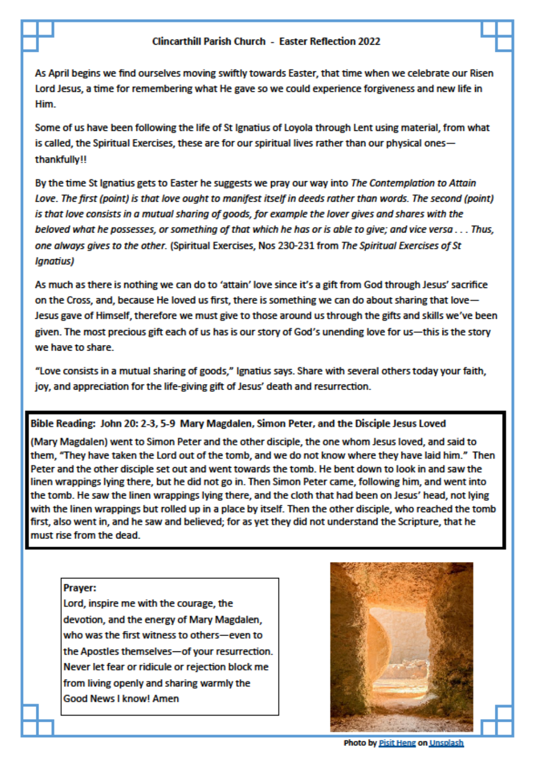## Clincarthill Parish Church - Easter Reflection 2022

As April begins we find ourselves moving swiftly towards Easter, that time when we celebrate our Risen Lord Jesus, a time for remembering what He gave so we could experience forgiveness and new life in Him.

Some of us have been following the life of St Ignatius of Loyola through Lent using material, from what is called, the Spiritual Exercises, these are for our spiritual lives rather than our physical ones—thankfully!!

By the time St Ignatius gets to Easter he suggests we pray our way into *The Contemplation to Attain Love. The first (point) is that love ought to manifest itself in deeds rather than words. The second (point) is that love consists in a mutual sharing of goods, for example the lover gives and shares with the beloved what he possesses, or something of that which he has or is able to give; and vice versa . . . Thus, one always gives to the other.* (Spiritual Exercises, Nos 230-231 from *The Spiritual Exercises of St Ignatius)*

As much as there is nothing we can do to 'attain' love since it's a gift from God through Jesus' sacrifice on the Cross, and, because He loved us first, there is something we can do about sharing that love—Jesus gave of Himself, therefore we must give to those around us through the gifts and skills we've been given. The most precious gift each of us has is our story of God's unending love for us—this is the story we have to share.

"Love consists in a mutual sharing of goods," Ignatius says. Share with several others today your faith, joy, and appreciation for the life-giving gift of Jesus' death and resurrection.

**Bible Reading: John 20: 2-3, 5-9 Mary Magdalen, Simon Peter, and the Disciple Jesus Loved**

(Mary Magdalen) went to Simon Peter and the other disciple, the one whom Jesus loved, and said to them, "They have taken the Lord out of the tomb, and we do not know where they have laid him." Then Peter and the other disciple set out and went towards the tomb. He bent down to look in and saw the linen wrappings lying there, but he did not go in. Then Simon Peter came, following him, and went into the tomb. He saw the linen wrappings lying there, and the cloth that had been on Jesus' head, not lying with the linen wrappings but rolled up in a place by itself. Then the other disciple, who reached the tomb first, also went in, and he saw and believed; for as yet they did not understand the Scripture, that he must rise from the dead.

**Prayer:**

Lord, inspire me with the courage, the devotion, and the energy of Mary Magdalen, who was the first witness to others—even to the Apostles themselves—of your resurrection. Never let fear or ridicule or rejection block me from living openly and sharing warmly the Good News I know! Amen

Photo by Pisit Heng on Unsplash